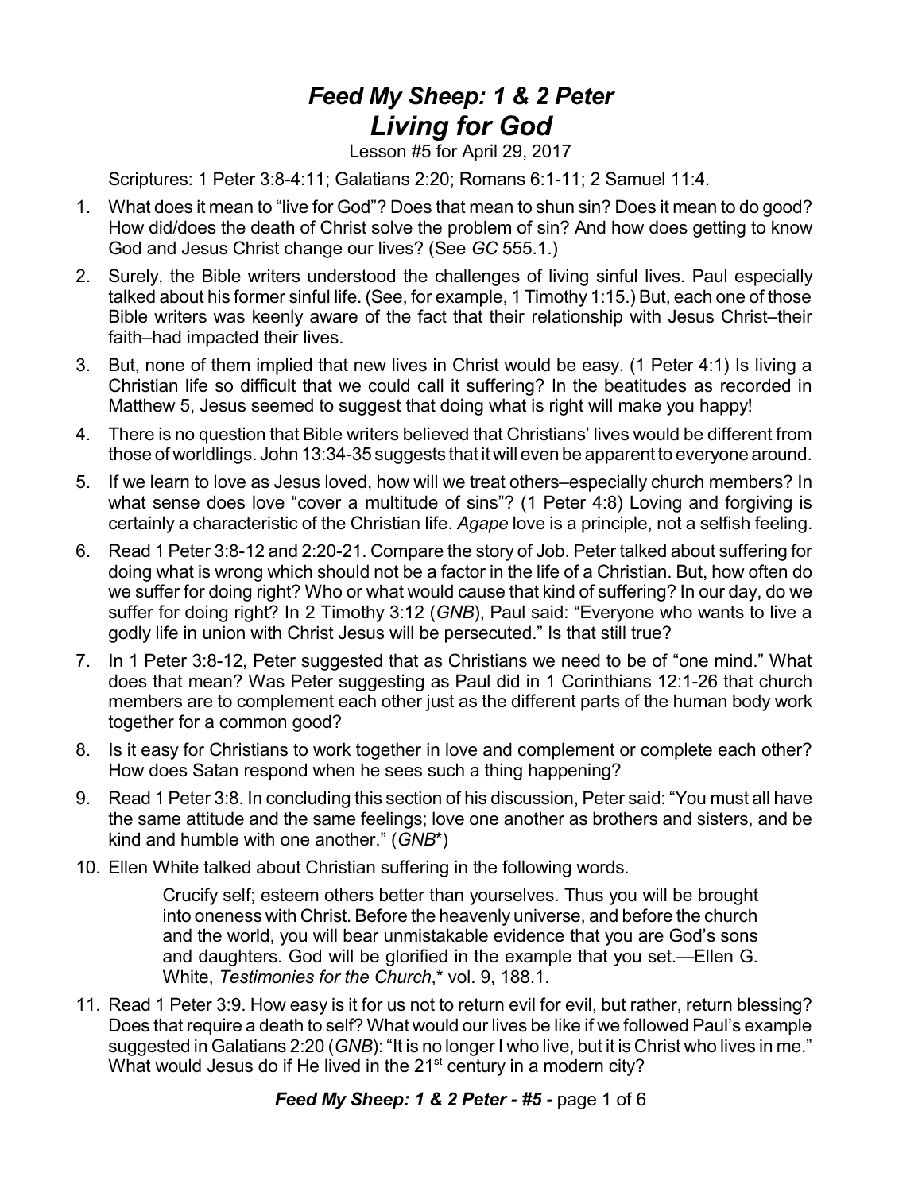# *Feed My Sheep: 1 & 2 Peter*
# *Living for God*

Lesson #5 for April 29, 2017

Scriptures: 1 Peter 3:8-4:11; Galatians 2:20; Romans 6:1-11; 2 Samuel 11:4.

1. What does it mean to "live for God"? Does that mean to shun sin? Does it mean to do good? How did/does the death of Christ solve the problem of sin? And how does getting to know God and Jesus Christ change our lives? (See *GC* 555.1.)
2. Surely, the Bible writers understood the challenges of living sinful lives. Paul especially talked about his former sinful life. (See, for example, 1 Timothy 1:15.) But, each one of those Bible writers was keenly aware of the fact that their relationship with Jesus Christ–their faith–had impacted their lives.
3. But, none of them implied that new lives in Christ would be easy. (1 Peter 4:1) Is living a Christian life so difficult that we could call it suffering? In the beatitudes as recorded in Matthew 5, Jesus seemed to suggest that doing what is right will make you happy!
4. There is no question that Bible writers believed that Christians' lives would be different from those of worldlings. John 13:34-35 suggests that it will even be apparent to everyone around.
5. If we learn to love as Jesus loved, how will we treat others–especially church members? In what sense does love "cover a multitude of sins"? (1 Peter 4:8) Loving and forgiving is certainly a characteristic of the Christian life. *Agape* love is a principle, not a selfish feeling.
6. Read 1 Peter 3:8-12 and 2:20-21. Compare the story of Job. Peter talked about suffering for doing what is wrong which should not be a factor in the life of a Christian. But, how often do we suffer for doing right? Who or what would cause that kind of suffering? In our day, do we suffer for doing right? In 2 Timothy 3:12 (*GNB*), Paul said: "Everyone who wants to live a godly life in union with Christ Jesus will be persecuted." Is that still true?
7. In 1 Peter 3:8-12, Peter suggested that as Christians we need to be of "one mind." What does that mean? Was Peter suggesting as Paul did in 1 Corinthians 12:1-26 that church members are to complement each other just as the different parts of the human body work together for a common good?
8. Is it easy for Christians to work together in love and complement or complete each other? How does Satan respond when he sees such a thing happening?
9. Read 1 Peter 3:8. In concluding this section of his discussion, Peter said: "You must all have the same attitude and the same feelings; love one another as brothers and sisters, and be kind and humble with one another." (*GNB*\*)
10. Ellen White talked about Christian suffering in the following words.

    > Crucify self; esteem others better than yourselves. Thus you will be brought into oneness with Christ. Before the heavenly universe, and before the church and the world, you will bear unmistakable evidence that you are God's sons and daughters. God will be glorified in the example that you set.—Ellen G. White, *Testimonies for the Church*,\* vol. 9, 188.1.

11. Read 1 Peter 3:9. How easy is it for us not to return evil for evil, but rather, return blessing? Does that require a death to self? What would our lives be like if we followed Paul's example suggested in Galatians 2:20 (*GNB*): "It is no longer I who live, but it is Christ who lives in me." What would Jesus do if He lived in the 21st century in a modern city?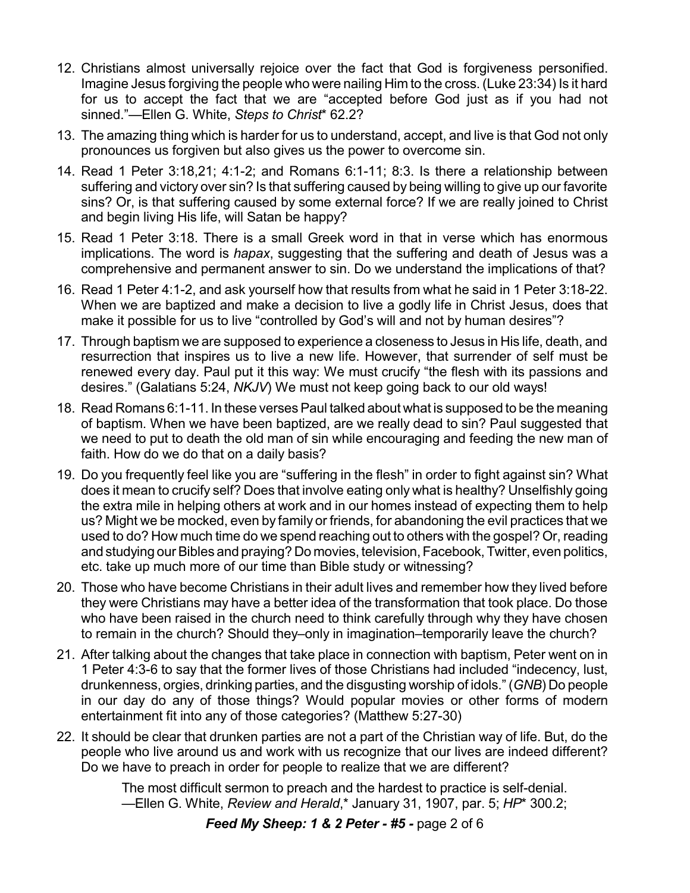12. Christians almost universally rejoice over the fact that God is forgiveness personified. Imagine Jesus forgiving the people who were nailing Him to the cross. (Luke 23:34) Is it hard for us to accept the fact that we are "accepted before God just as if you had not sinned."—Ellen G. White, *Steps to Christ*\* 62.2?

13. The amazing thing which is harder for us to understand, accept, and live is that God not only pronounces us forgiven but also gives us the power to overcome sin.

14. Read 1 Peter 3:18,21; 4:1-2; and Romans 6:1-11; 8:3. Is there a relationship between suffering and victory over sin? Is that suffering caused by being willing to give up our favorite sins? Or, is that suffering caused by some external force? If we are really joined to Christ and begin living His life, will Satan be happy?

15. Read 1 Peter 3:18. There is a small Greek word in that in verse which has enormous implications. The word is *hapax*, suggesting that the suffering and death of Jesus was a comprehensive and permanent answer to sin. Do we understand the implications of that?

16. Read 1 Peter 4:1-2, and ask yourself how that results from what he said in 1 Peter 3:18-22. When we are baptized and make a decision to live a godly life in Christ Jesus, does that make it possible for us to live "controlled by God's will and not by human desires"?

17. Through baptism we are supposed to experience a closeness to Jesus in His life, death, and resurrection that inspires us to live a new life. However, that surrender of self must be renewed every day. Paul put it this way: We must crucify "the flesh with its passions and desires." (Galatians 5:24, *NKJV*) We must not keep going back to our old ways!

18. Read Romans 6:1-11. In these verses Paul talked about what is supposed to be the meaning of baptism. When we have been baptized, are we really dead to sin? Paul suggested that we need to put to death the old man of sin while encouraging and feeding the new man of faith. How do we do that on a daily basis?

19. Do you frequently feel like you are "suffering in the flesh" in order to fight against sin? What does it mean to crucify self? Does that involve eating only what is healthy? Unselfishly going the extra mile in helping others at work and in our homes instead of expecting them to help us? Might we be mocked, even by family or friends, for abandoning the evil practices that we used to do? How much time do we spend reaching out to others with the gospel? Or, reading and studying our Bibles and praying? Do movies, television, Facebook, Twitter, even politics, etc. take up much more of our time than Bible study or witnessing?

20. Those who have become Christians in their adult lives and remember how they lived before they were Christians may have a better idea of the transformation that took place. Do those who have been raised in the church need to think carefully through why they have chosen to remain in the church? Should they–only in imagination–temporarily leave the church?

21. After talking about the changes that take place in connection with baptism, Peter went on in 1 Peter 4:3-6 to say that the former lives of those Christians had included "indecency, lust, drunkenness, orgies, drinking parties, and the disgusting worship of idols." (*GNB*) Do people in our day do any of those things? Would popular movies or other forms of modern entertainment fit into any of those categories? (Matthew 5:27-30)

22. It should be clear that drunken parties are not a part of the Christian way of life. But, do the people who live around us and work with us recognize that our lives are indeed different? Do we have to preach in order for people to realize that we are different?

> The most difficult sermon to preach and the hardest to practice is self-denial.
> —Ellen G. White, *Review and Herald*,\* January 31, 1907, par. 5; *HP*\* 300.2;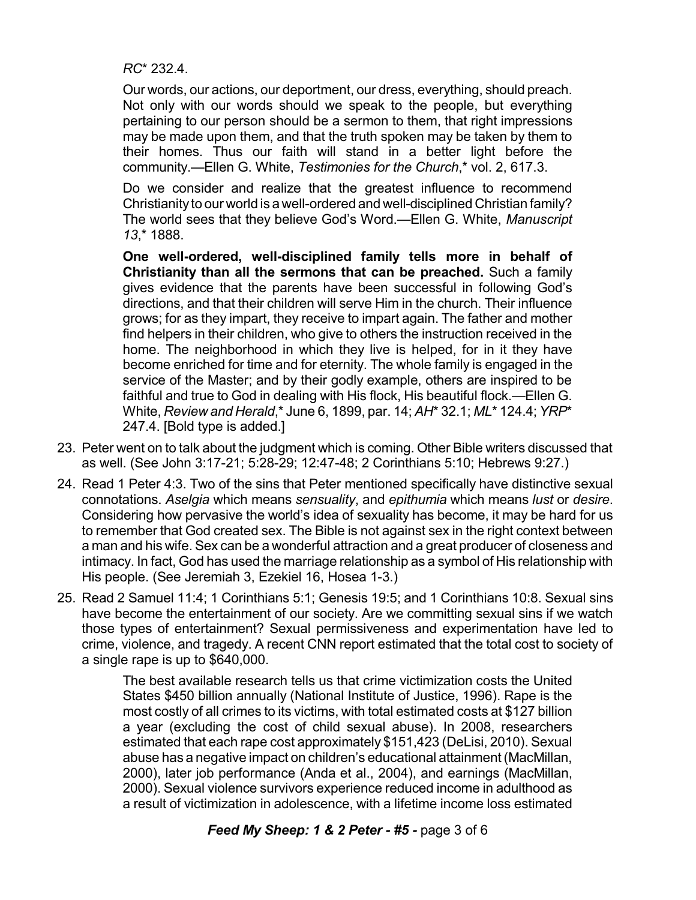*RC** 232.4.

Our words, our actions, our deportment, our dress, everything, should preach. Not only with our words should we speak to the people, but everything pertaining to our person should be a sermon to them, that right impressions may be made upon them, and that the truth spoken may be taken by them to their homes. Thus our faith will stand in a better light before the community.—Ellen G. White, *Testimonies for the Church*,* vol. 2, 617.3.

Do we consider and realize that the greatest influence to recommend Christianity to our world is a well-ordered and well-disciplined Christian family? The world sees that they believe God's Word.—Ellen G. White, *Manuscript 13*,* 1888.

**One well-ordered, well-disciplined family tells more in behalf of Christianity than all the sermons that can be preached.** Such a family gives evidence that the parents have been successful in following God's directions, and that their children will serve Him in the church. Their influence grows; for as they impart, they receive to impart again. The father and mother find helpers in their children, who give to others the instruction received in the home. The neighborhood in which they live is helped, for in it they have become enriched for time and for eternity. The whole family is engaged in the service of the Master; and by their godly example, others are inspired to be faithful and true to God in dealing with His flock, His beautiful flock.—Ellen G. White, *Review and Herald*,* June 6, 1899, par. 14; *AH** 32.1; *ML** 124.4; *YRP** 247.4. [Bold type is added.]

23. Peter went on to talk about the judgment which is coming. Other Bible writers discussed that as well. (See John 3:17-21; 5:28-29; 12:47-48; 2 Corinthians 5:10; Hebrews 9:27.)
24. Read 1 Peter 4:3. Two of the sins that Peter mentioned specifically have distinctive sexual connotations. *Aselgia* which means *sensuality*, and *epithumia* which means *lust* or *desire*. Considering how pervasive the world's idea of sexuality has become, it may be hard for us to remember that God created sex. The Bible is not against sex in the right context between a man and his wife. Sex can be a wonderful attraction and a great producer of closeness and intimacy. In fact, God has used the marriage relationship as a symbol of His relationship with His people. (See Jeremiah 3, Ezekiel 16, Hosea 1-3.)
25. Read 2 Samuel 11:4; 1 Corinthians 5:1; Genesis 19:5; and 1 Corinthians 10:8. Sexual sins have become the entertainment of our society. Are we committing sexual sins if we watch those types of entertainment? Sexual permissiveness and experimentation have led to crime, violence, and tragedy. A recent CNN report estimated that the total cost to society of a single rape is up to $640,000.

    The best available research tells us that crime victimization costs the United States $450 billion annually (National Institute of Justice, 1996). Rape is the most costly of all crimes to its victims, with total estimated costs at $127 billion a year (excluding the cost of child sexual abuse). In 2008, researchers estimated that each rape cost approximately $151,423 (DeLisi, 2010). Sexual abuse has a negative impact on children's educational attainment (MacMillan, 2000), later job performance (Anda et al., 2004), and earnings (MacMillan, 2000). Sexual violence survivors experience reduced income in adulthood as a result of victimization in adolescence, with a lifetime income loss estimated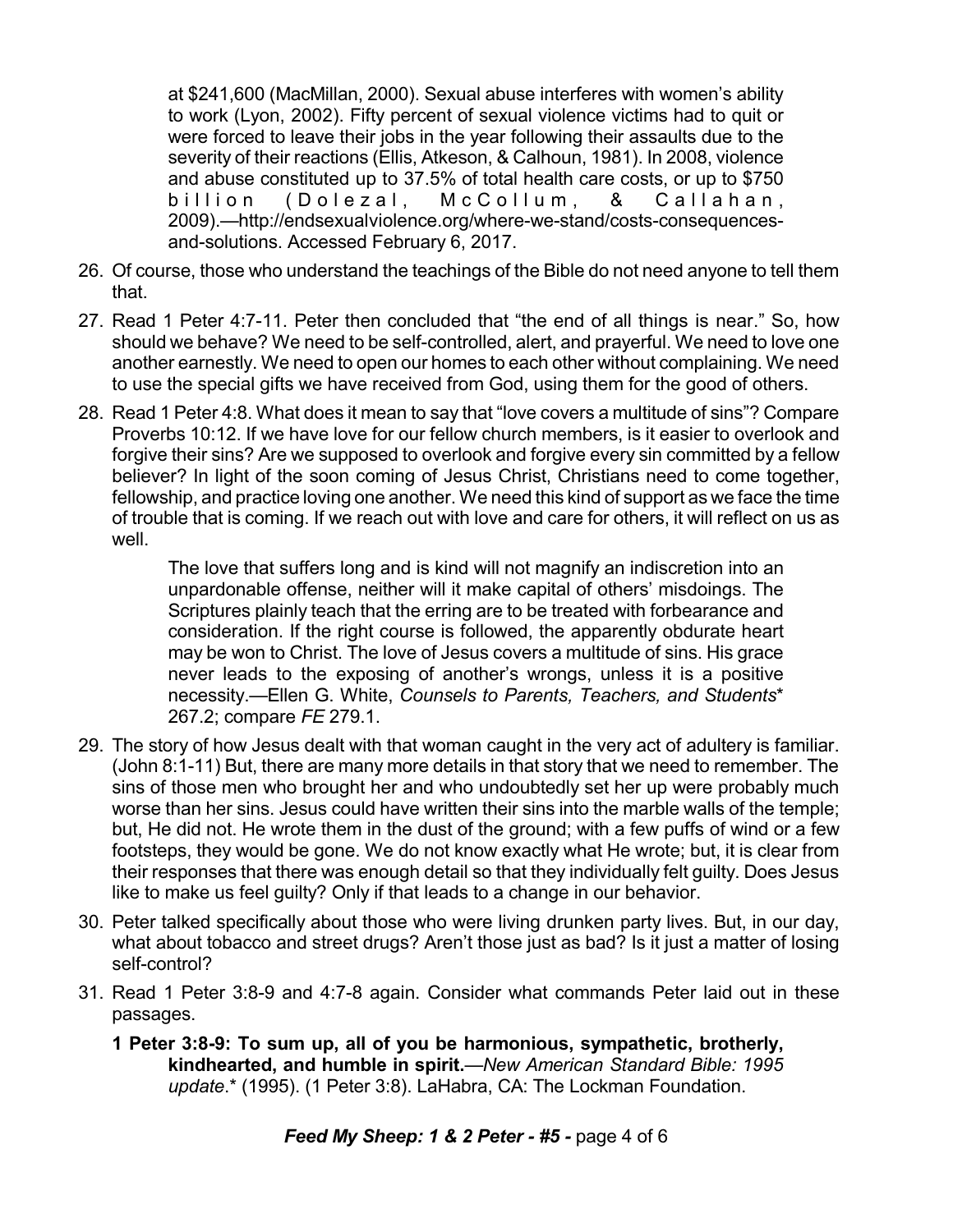> at $241,600 (MacMillan, 2000). Sexual abuse interferes with women's ability to work (Lyon, 2002). Fifty percent of sexual violence victims had to quit or were forced to leave their jobs in the year following their assaults due to the severity of their reactions (Ellis, Atkeson, & Calhoun, 1981). In 2008, violence and abuse constituted up to 37.5% of total health care costs, or up to $750 billion (Dolezal, McCollum, & Callahan, 2009).—http://endsexualviolence.org/where-we-stand/costs-consequences-and-solutions. Accessed February 6, 2017.

26. Of course, those who understand the teachings of the Bible do not need anyone to tell them that.
27. Read 1 Peter 4:7-11. Peter then concluded that "the end of all things is near." So, how should we behave? We need to be self-controlled, alert, and prayerful. We need to love one another earnestly. We need to open our homes to each other without complaining. We need to use the special gifts we have received from God, using them for the good of others.
28. Read 1 Peter 4:8. What does it mean to say that "love covers a multitude of sins"? Compare Proverbs 10:12. If we have love for our fellow church members, is it easier to overlook and forgive their sins? Are we supposed to overlook and forgive every sin committed by a fellow believer? In light of the soon coming of Jesus Christ, Christians need to come together, fellowship, and practice loving one another. We need this kind of support as we face the time of trouble that is coming. If we reach out with love and care for others, it will reflect on us as well.

> The love that suffers long and is kind will not magnify an indiscretion into an unpardonable offense, neither will it make capital of others' misdoings. The Scriptures plainly teach that the erring are to be treated with forbearance and consideration. If the right course is followed, the apparently obdurate heart may be won to Christ. The love of Jesus covers a multitude of sins. His grace never leads to the exposing of another's wrongs, unless it is a positive necessity.—Ellen G. White, *Counsels to Parents, Teachers, and Students** 267.2; compare *FE* 279.1.

29. The story of how Jesus dealt with that woman caught in the very act of adultery is familiar. (John 8:1-11) But, there are many more details in that story that we need to remember. The sins of those men who brought her and who undoubtedly set her up were probably much worse than her sins. Jesus could have written their sins into the marble walls of the temple; but, He did not. He wrote them in the dust of the ground; with a few puffs of wind or a few footsteps, they would be gone. We do not know exactly what He wrote; but, it is clear from their responses that there was enough detail so that they individually felt guilty. Does Jesus like to make us feel guilty? Only if that leads to a change in our behavior.
30. Peter talked specifically about those who were living drunken party lives. But, in our day, what about tobacco and street drugs? Aren't those just as bad? Is it just a matter of losing self-control?
31. Read 1 Peter 3:8-9 and 4:7-8 again. Consider what commands Peter laid out in these passages.

    **1 Peter 3:8-9: To sum up, all of you be harmonious, sympathetic, brotherly, kindhearted, and humble in spirit.**—*New American Standard Bible: 1995 update*.* (1995). (1 Peter 3:8). LaHabra, CA: The Lockman Foundation.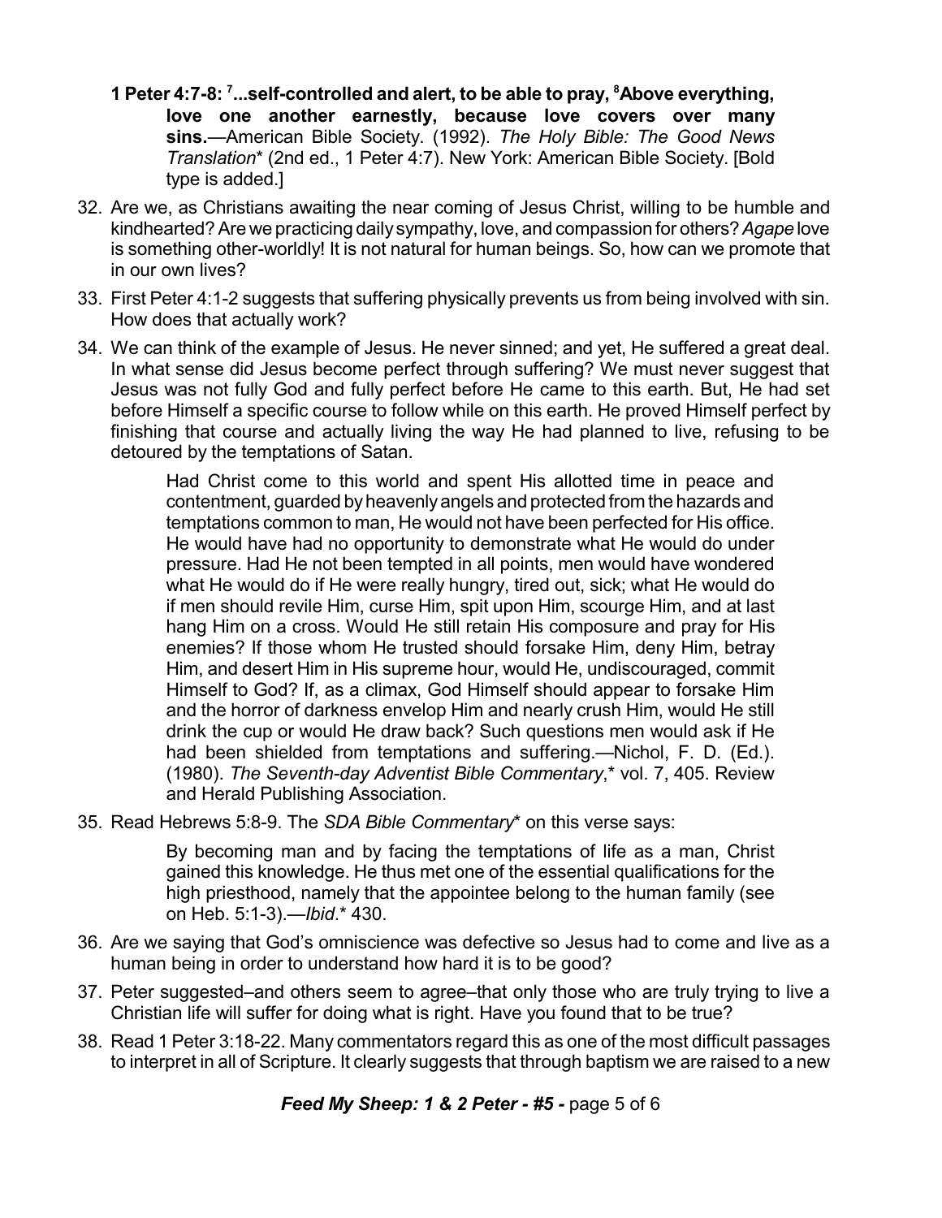**1 Peter 4:7-8: [7]...self-controlled and alert, to be able to pray, [8]Above everything, love one another earnestly, because love covers over many sins.**—American Bible Society. (1992). *The Holy Bible: The Good News Translation*\* (2nd ed., 1 Peter 4:7). New York: American Bible Society. [Bold type is added.]

32. Are we, as Christians awaiting the near coming of Jesus Christ, willing to be humble and kindhearted? Are we practicing daily sympathy, love, and compassion for others? *Agape* love is something other-worldly! It is not natural for human beings. So, how can we promote that in our own lives?

33. First Peter 4:1-2 suggests that suffering physically prevents us from being involved with sin. How does that actually work?

34. We can think of the example of Jesus. He never sinned; and yet, He suffered a great deal. In what sense did Jesus become perfect through suffering? We must never suggest that Jesus was not fully God and fully perfect before He came to this earth. But, He had set before Himself a specific course to follow while on this earth. He proved Himself perfect by finishing that course and actually living the way He had planned to live, refusing to be detoured by the temptations of Satan.

    > Had Christ come to this world and spent His allotted time in peace and contentment, guarded by heavenly angels and protected from the hazards and temptations common to man, He would not have been perfected for His office. He would have had no opportunity to demonstrate what He would do under pressure. Had He not been tempted in all points, men would have wondered what He would do if He were really hungry, tired out, sick; what He would do if men should revile Him, curse Him, spit upon Him, scourge Him, and at last hang Him on a cross. Would He still retain His composure and pray for His enemies? If those whom He trusted should forsake Him, deny Him, betray Him, and desert Him in His supreme hour, would He, undiscouraged, commit Himself to God? If, as a climax, God Himself should appear to forsake Him and the horror of darkness envelop Him and nearly crush Him, would He still drink the cup or would He draw back? Such questions men would ask if He had been shielded from temptations and suffering.—Nichol, F. D. (Ed.). (1980). *The Seventh-day Adventist Bible Commentary*,\* vol. 7, 405. Review and Herald Publishing Association.

35. Read Hebrews 5:8-9. The *SDA Bible Commentary*\* on this verse says:

    > By becoming man and by facing the temptations of life as a man, Christ gained this knowledge. He thus met one of the essential qualifications for the high priesthood, namely that the appointee belong to the human family (see on Heb. 5:1-3).—*Ibid*.\* 430.

36. Are we saying that God's omniscience was defective so Jesus had to come and live as a human being in order to understand how hard it is to be good?

37. Peter suggested–and others seem to agree–that only those who are truly trying to live a Christian life will suffer for doing what is right. Have you found that to be true?

38. Read 1 Peter 3:18-22. Many commentators regard this as one of the most difficult passages to interpret in all of Scripture. It clearly suggests that through baptism we are raised to a new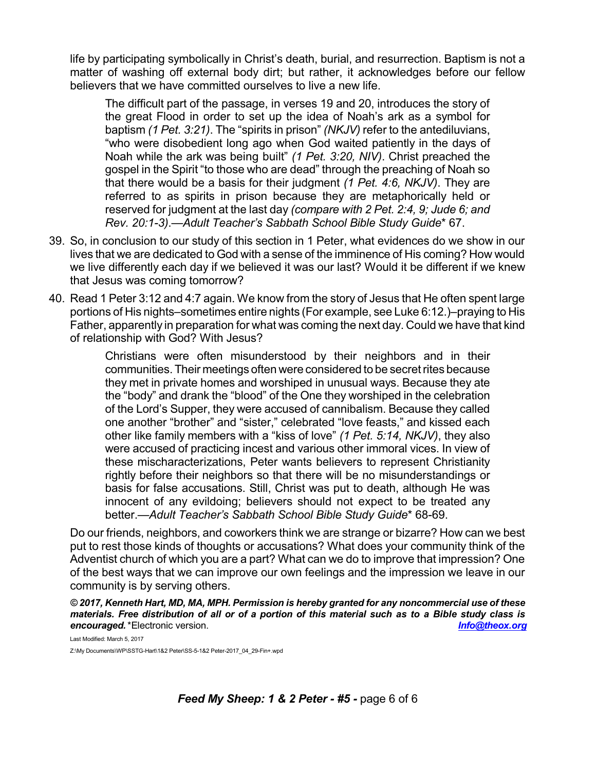life by participating symbolically in Christ's death, burial, and resurrection. Baptism is not a matter of washing off external body dirt; but rather, it acknowledges before our fellow believers that we have committed ourselves to live a new life.

> The difficult part of the passage, in verses 19 and 20, introduces the story of the great Flood in order to set up the idea of Noah's ark as a symbol for baptism *(1 Pet. 3:21)*. The "spirits in prison" *(NKJV)* refer to the antediluvians, "who were disobedient long ago when God waited patiently in the days of Noah while the ark was being built" *(1 Pet. 3:20, NIV)*. Christ preached the gospel in the Spirit "to those who are dead" through the preaching of Noah so that there would be a basis for their judgment *(1 Pet. 4:6, NKJV)*. They are referred to as spirits in prison because they are metaphorically held or reserved for judgment at the last day *(compare with 2 Pet. 2:4, 9; Jude 6; and Rev. 20:1-3)*.—*Adult Teacher's Sabbath School Bible Study Guide*\* 67.

39. So, in conclusion to our study of this section in 1 Peter, what evidences do we show in our lives that we are dedicated to God with a sense of the imminence of His coming? How would we live differently each day if we believed it was our last? Would it be different if we knew that Jesus was coming tomorrow?

40. Read 1 Peter 3:12 and 4:7 again. We know from the story of Jesus that He often spent large portions of His nights–sometimes entire nights (For example, see Luke 6:12.)–praying to His Father, apparently in preparation for what was coming the next day. Could we have that kind of relationship with God? With Jesus?

> Christians were often misunderstood by their neighbors and in their communities. Their meetings often were considered to be secret rites because they met in private homes and worshiped in unusual ways. Because they ate the "body" and drank the "blood" of the One they worshiped in the celebration of the Lord's Supper, they were accused of cannibalism. Because they called one another "brother" and "sister," celebrated "love feasts," and kissed each other like family members with a "kiss of love" *(1 Pet. 5:14, NKJV)*, they also were accused of practicing incest and various other immoral vices. In view of these mischaracterizations, Peter wants believers to represent Christianity rightly before their neighbors so that there will be no misunderstandings or basis for false accusations. Still, Christ was put to death, although He was innocent of any evildoing; believers should not expect to be treated any better.—*Adult Teacher's Sabbath School Bible Study Guide*\* 68-69.

Do our friends, neighbors, and coworkers think we are strange or bizarre? How can we best put to rest those kinds of thoughts or accusations? What does your community think of the Adventist church of which you are a part? What can we do to improve that impression? One of the best ways that we can improve our own feelings and the impression we leave in our community is by serving others.

***© 2017, Kenneth Hart, MD, MA, MPH. Permission is hereby granted for any noncommercial use of these materials. Free distribution of all or of a portion of this material such as to a Bible study class is encouraged.*** \*Electronic version. ***Info@theox.org***

Last Modified: March 5, 2017

Z:\My Documents\WP\SSTG-Hart\1&2 Peter\SS-5-1&2 Peter-2017_04_29-Fin+.wpd